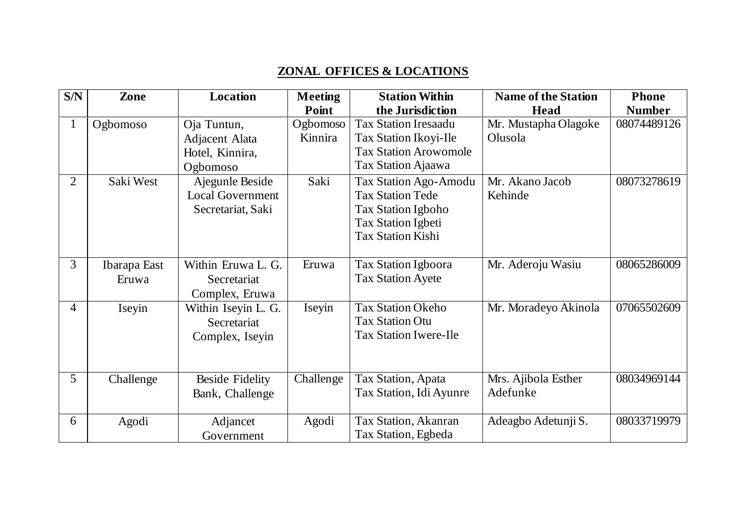## ZONAL OFFICES & LOCATIONS

| S/N | Zone | Location | Meeting Point | Station Within the Jurisdiction | Name of the Station Head | Phone Number |
|---|---|---|---|---|---|---|
| 1 | Ogbomoso | Oja Tuntun, Adjacent Alata Hotel, Kinnira, Ogbomoso | Ogbomoso Kinnira | Tax Station Iresaadu<br>Tax Station Ikoyi-Ile<br>Tax Station Arowomole<br>Tax Station Ajaawa | Mr. Mustapha Olagoke Olusola | 08074489126 |
| 2 | Saki West | Ajegunle Beside Local Government Secretariat, Saki | Saki | Tax Station Ago-Amodu<br>Tax Station Tede<br>Tax Station Igboho<br>Tax Station Igbeti<br>Tax Station Kishi | Mr. Akano Jacob Kehinde | 08073278619 |
| 3 | Ibarapa East Eruwa | Within Eruwa L. G. Secretariat Complex, Eruwa | Eruwa | Tax Station Igboora<br>Tax Station Ayete | Mr. Aderoju Wasiu | 08065286009 |
| 4 | Iseyin | Within Iseyin L. G. Secretariat Complex, Iseyin | Iseyin | Tax Station Okeho<br>Tax Station Otu<br>Tax Station Iwere-Ile | Mr. Moradeyo Akinola | 07065502609 |
| 5 | Challenge | Beside Fidelity Bank, Challenge | Challenge | Tax Station, Apata<br>Tax Station, Idi Ayunre | Mrs. Ajibola Esther Adefunke | 08034969144 |
| 6 | Agodi | Adjancet Government | Agodi | Tax Station, Akanran<br>Tax Station, Egbeda | Adeagbo Adetunji S. | 08033719979 |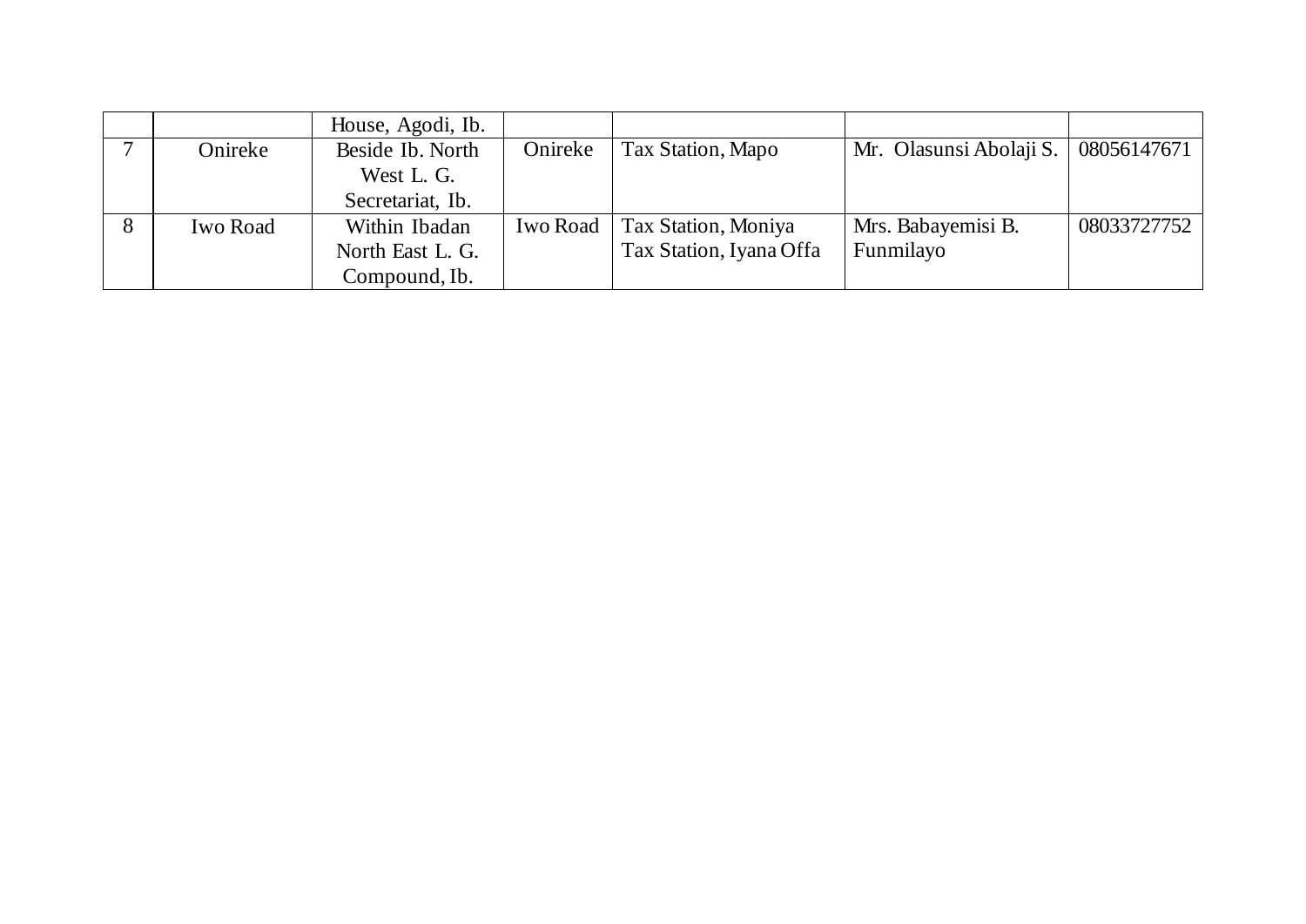| | | | | | | |
|---|---|---|---|---|---|---|
| | | House, Agodi, Ib. | | | | |
| 7 | Onireke | Beside Ib. North West L. G. Secretariat, Ib. | Onireke | Tax Station, Mapo | Mr. Olasunsi Abolaji S. | 08056147671 |
| 8 | Iwo Road | Within Ibadan North East L. G. Compound, Ib. | Iwo Road | Tax Station, Moniya<br>Tax Station, Iyana Offa | Mrs. Babayemisi B. Funmilayo | 08033727752 |